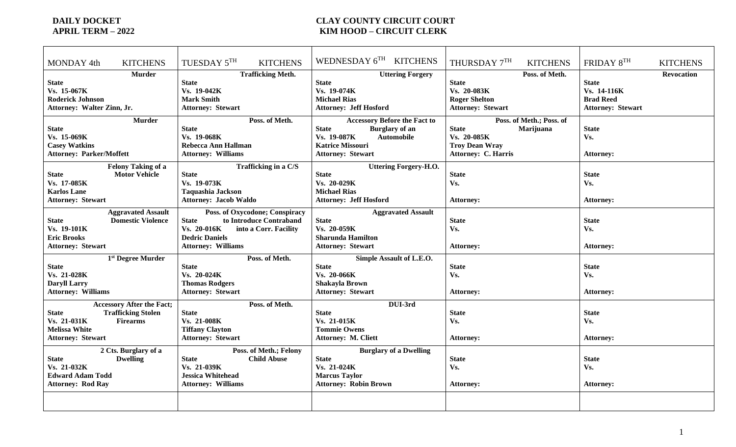**DAILY DOCKET**
**APRIL TERM – 2022**

**CLAY COUNTY CIRCUIT COURT**
**KIM HOOD – CIRCUIT CLERK**

| MONDAY 4th KITCHENS | TUESDAY 5TH KITCHENS | WEDNESDAY 6TH KITCHENS | THURSDAY 7TH KITCHENS | FRIDAY 8TH KITCHENS |
|---|---|---|---|---|
| **Murder** <br> **State** <br> **Vs. 15-067K** <br> **Roderick Johnson** <br> **Attorney: Walter Zinn, Jr.** | **Trafficking Meth.** <br> **State** <br> **Vs. 19-042K** <br> **Mark Smith** <br> **Attorney: Stewart** | **Uttering Forgery** <br> **State** <br> **Vs. 19-074K** <br> **Michael Rias** <br> **Attorney: Jeff Hosford** | **Poss. of Meth.** <br> **State** <br> **Vs. 20-083K** <br> **Roger Shelton** <br> **Attorney: Stewart** | **Revocation** <br> **State** <br> **Vs. 14-116K** <br> **Brad Reed** <br> **Attorney: Stewart** |
| **Murder** <br> **State** <br> **Vs. 15-069K** <br> **Casey Watkins** <br> **Attorney: Parker/Moffett** | **Poss. of Meth.** <br> **State** <br> **Vs. 19-068K** <br> **Rebecca Ann Hallman** <br> **Attorney: Williams** | **Accessory Before the Fact to Burglary of an Automobile** <br> **State** <br> **Vs. 19-087K** <br> **Katrice Missouri** <br> **Attorney: Stewart** | **Poss. of Meth.; Poss. of Marijuana** <br> **State** <br> **Vs. 20-085K** <br> **Troy Dean Wray** <br> **Attorney: C. Harris** | **State** <br> **Vs.** <br> **Attorney:** |
| **Felony Taking of a Motor Vehicle** <br> **State** <br> **Vs. 17-085K** <br> **Karlos Lane** <br> **Attorney: Stewart** | **Trafficking in a C/S** <br> **State** <br> **Vs. 19-073K** <br> **Taquashia Jackson** <br> **Attorney: Jacob Waldo** | **Uttering Forgery-H.O.** <br> **State** <br> **Vs. 20-029K** <br> **Michael Rias** <br> **Attorney: Jeff Hosford** | **State** <br> **Vs.** <br> **Attorney:** | **State** <br> **Vs.** <br> **Attorney:** |
| **Aggravated Assault Domestic Violence** <br> **State** <br> **Vs. 19-101K** <br> **Eric Brooks** <br> **Attorney: Stewart** | **Poss. of Oxycodone; Conspiracy to Introduce Contraband into a Corr. Facility** <br> **State** <br> **Vs. 20-016K** <br> **Dedric Daniels** <br> **Attorney: Williams** | **Aggravated Assault** <br> **State** <br> **Vs. 20-059K** <br> **Sharunda Hamilton** <br> **Attorney: Stewart** | **State** <br> **Vs.** <br> **Attorney:** | **State** <br> **Vs.** <br> **Attorney:** |
| **1st Degree Murder** <br> **State** <br> **Vs. 21-028K** <br> **Daryll Larry** <br> **Attorney: Williams** | **Poss. of Meth.** <br> **State** <br> **Vs. 20-024K** <br> **Thomas Rodgers** <br> **Attorney: Stewart** | **Simple Assault of L.E.O.** <br> **State** <br> **Vs. 20-066K** <br> **Shakayla Brown** <br> **Attorney: Stewart** | **State** <br> **Vs.** <br> **Attorney:** | **State** <br> **Vs.** <br> **Attorney:** |
| **Accessory After the Fact; Trafficking Stolen Firearms** <br> **State** <br> **Vs. 21-031K** <br> **Melissa White** <br> **Attorney: Stewart** | **Poss. of Meth.** <br> **State** <br> **Vs. 21-008K** <br> **Tiffany Clayton** <br> **Attorney: Stewart** | **DUI-3rd** <br> **State** <br> **Vs. 21-015K** <br> **Tommie Owens** <br> **Attorney: M. Cliett** | **State** <br> **Vs.** <br> **Attorney:** | **State** <br> **Vs.** <br> **Attorney:** |
| **2 Cts. Burglary of a Dwelling** <br> **State** <br> **Vs. 21-032K** <br> **Edward Adam Todd** <br> **Attorney: Rod Ray** | **Poss. of Meth.; Felony Child Abuse** <br> **State** <br> **Vs. 21-039K** <br> **Jessica Whitehead** <br> **Attorney: Williams** | **Burglary of a Dwelling** <br> **State** <br> **Vs. 21-024K** <br> **Marcus Taylor** <br> **Attorney: Robin Brown** | **State** <br> **Vs.** <br> **Attorney:** | **State** <br> **Vs.** <br> **Attorney:** |
| | | | | |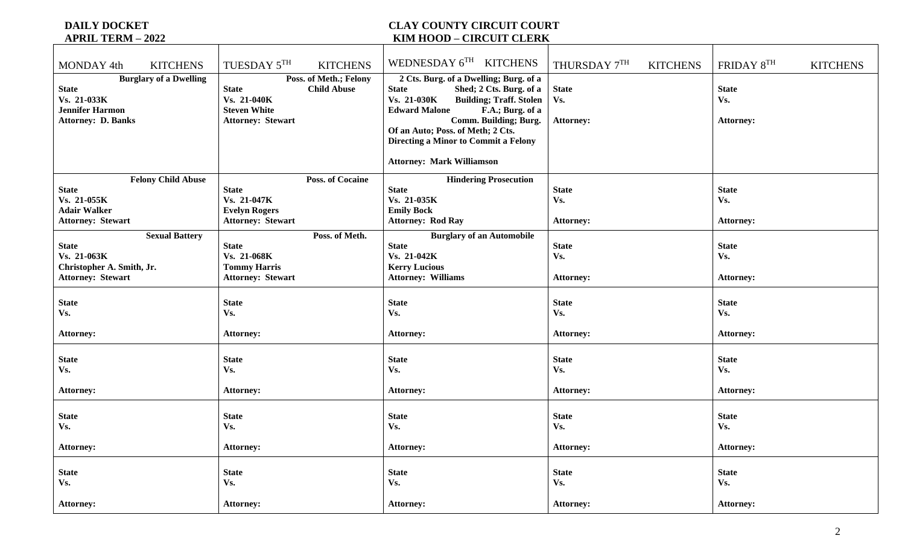**DAILY DOCKET**
**APRIL TERM – 2022**

**CLAY COUNTY CIRCUIT COURT**
**KIM HOOD – CIRCUIT CLERK**

| MONDAY 4th KITCHENS | TUESDAY 5TH KITCHENS | WEDNESDAY 6TH KITCHENS | THURSDAY 7TH KITCHENS | FRIDAY 8TH KITCHENS |
|---|---|---|---|---|
| **Burglary of a Dwelling**<br>**State**<br>**Vs. 21-033K**<br>**Jennifer Harmon**<br>**Attorney: D. Banks** | **Poss. of Meth.; Felony Child Abuse**<br>**State**<br>**Vs. 21-040K**<br>**Steven White**<br>**Attorney: Stewart** | **2 Cts. Burg. of a Dwelling; Burg. of a Shed; 2 Cts. Burg. of a Building; Traff. Stolen F.A.; Burg. of a Comm. Building; Burg. Of an Auto; Poss. of Meth; 2 Cts. Directing a Minor to Commit a Felony**<br>**State**<br>**Vs. 21-030K**<br>**Edward Malone**<br>**Attorney: Mark Williamson** | **State**<br>**Vs.**<br>**Attorney:** | **State**<br>**Vs.**<br>**Attorney:** |
| **Felony Child Abuse**<br>**State**<br>**Vs. 21-055K**<br>**Adair Walker**<br>**Attorney: Stewart** | **Poss. of Cocaine**<br>**State**<br>**Vs. 21-047K**<br>**Evelyn Rogers**<br>**Attorney: Stewart** | **Hindering Prosecution**<br>**State**<br>**Vs. 21-035K**<br>**Emily Bock**<br>**Attorney: Rod Ray** | **State**<br>**Vs.**<br>**Attorney:** | **State**<br>**Vs.**<br>**Attorney:** |
| **Sexual Battery**<br>**State**<br>**Vs. 21-063K**<br>**Christopher A. Smith, Jr.**<br>**Attorney: Stewart** | **Poss. of Meth.**<br>**State**<br>**Vs. 21-068K**<br>**Tommy Harris**<br>**Attorney: Stewart** | **Burglary of an Automobile**<br>**State**<br>**Vs. 21-042K**<br>**Kerry Lucious**<br>**Attorney: Williams** | **State**<br>**Vs.**<br>**Attorney:** | **State**<br>**Vs.**<br>**Attorney:** |
| **State**<br>**Vs.**<br>**Attorney:** | **State**<br>**Vs.**<br>**Attorney:** | **State**<br>**Vs.**<br>**Attorney:** | **State**<br>**Vs.**<br>**Attorney:** | **State**<br>**Vs.**<br>**Attorney:** |
| **State**<br>**Vs.**<br>**Attorney:** | **State**<br>**Vs.**<br>**Attorney:** | **State**<br>**Vs.**<br>**Attorney:** | **State**<br>**Vs.**<br>**Attorney:** | **State**<br>**Vs.**<br>**Attorney:** |
| **State**<br>**Vs.**<br>**Attorney:** | **State**<br>**Vs.**<br>**Attorney:** | **State**<br>**Vs.**<br>**Attorney:** | **State**<br>**Vs.**<br>**Attorney:** | **State**<br>**Vs.**<br>**Attorney:** |
| **State**<br>**Vs.**<br>**Attorney:** | **State**<br>**Vs.**<br>**Attorney:** | **State**<br>**Vs.**<br>**Attorney:** | **State**<br>**Vs.**<br>**Attorney:** | **State**<br>**Vs.**<br>**Attorney:** |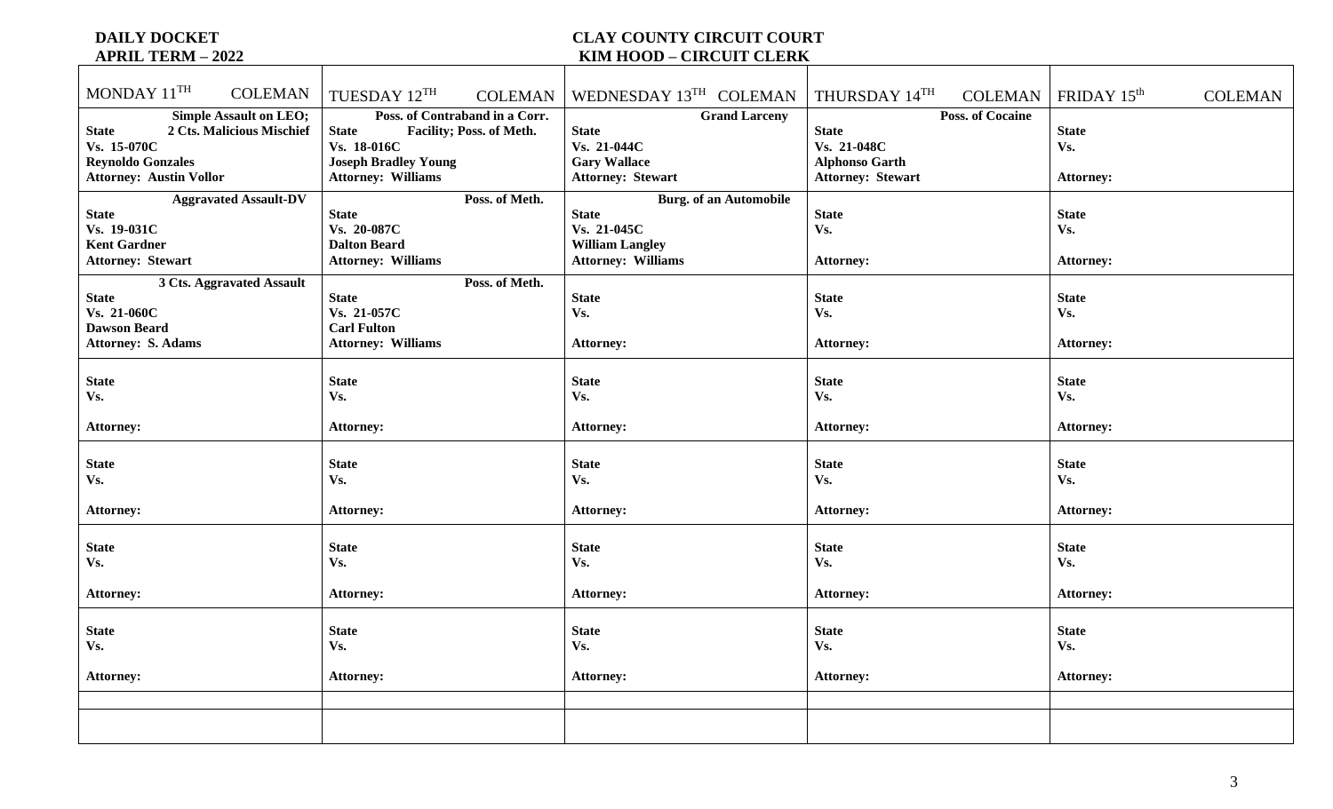**DAILY DOCKET**
**APRIL TERM – 2022**

**CLAY COUNTY CIRCUIT COURT**
**KIM HOOD – CIRCUIT CLERK**

| MONDAY 11TH COLEMAN | TUESDAY 12TH COLEMAN | WEDNESDAY 13TH COLEMAN | THURSDAY 14TH COLEMAN | FRIDAY 15th COLEMAN |
|---|---|---|---|---|
| **Simple Assault on LEO; 2 Cts. Malicious Mischief**<br>**State**<br>**Vs. 15-070C**<br>**Reynoldo Gonzales**<br>**Attorney: Austin Vollor** | **Poss. of Contraband in a Corr. Facility; Poss. of Meth.**<br>**State**<br>**Vs. 18-016C**<br>**Joseph Bradley Young**<br>**Attorney: Williams** | **Grand Larceny**<br>**State**<br>**Vs. 21-044C**<br>**Gary Wallace**<br>**Attorney: Stewart** | **Poss. of Cocaine**<br>**State**<br>**Vs. 21-048C**<br>**Alphonso Garth**<br>**Attorney: Stewart** | **State**<br>**Vs.**<br><br>**Attorney:** |
| **Aggravated Assault-DV**<br>**State**<br>**Vs. 19-031C**<br>**Kent Gardner**<br>**Attorney: Stewart** | **Poss. of Meth.**<br>**State**<br>**Vs. 20-087C**<br>**Dalton Beard**<br>**Attorney: Williams** | **Burg. of an Automobile**<br>**State**<br>**Vs. 21-045C**<br>**William Langley**<br>**Attorney: Williams** | **State**<br>**Vs.**<br><br>**Attorney:** | **State**<br>**Vs.**<br><br>**Attorney:** |
| **3 Cts. Aggravated Assault**<br>**State**<br>**Vs. 21-060C**<br>**Dawson Beard**<br>**Attorney: S. Adams** | **Poss. of Meth.**<br>**State**<br>**Vs. 21-057C**<br>**Carl Fulton**<br>**Attorney: Williams** | **State**<br>**Vs.**<br><br>**Attorney:** | **State**<br>**Vs.**<br><br>**Attorney:** | **State**<br>**Vs.**<br><br>**Attorney:** |
| **State**<br>**Vs.**<br><br>**Attorney:** | **State**<br>**Vs.**<br><br>**Attorney:** | **State**<br>**Vs.**<br><br>**Attorney:** | **State**<br>**Vs.**<br><br>**Attorney:** | **State**<br>**Vs.**<br><br>**Attorney:** |
| **State**<br>**Vs.**<br><br>**Attorney:** | **State**<br>**Vs.**<br><br>**Attorney:** | **State**<br>**Vs.**<br><br>**Attorney:** | **State**<br>**Vs.**<br><br>**Attorney:** | **State**<br>**Vs.**<br><br>**Attorney:** |
| **State**<br>**Vs.**<br><br>**Attorney:** | **State**<br>**Vs.**<br><br>**Attorney:** | **State**<br>**Vs.**<br><br>**Attorney:** | **State**<br>**Vs.**<br><br>**Attorney:** | **State**<br>**Vs.**<br><br>**Attorney:** |
| **State**<br>**Vs.**<br><br>**Attorney:** | **State**<br>**Vs.**<br><br>**Attorney:** | **State**<br>**Vs.**<br><br>**Attorney:** | **State**<br>**Vs.**<br><br>**Attorney:** | **State**<br>**Vs.**<br><br>**Attorney:** |
| | | | | |
| | | | | |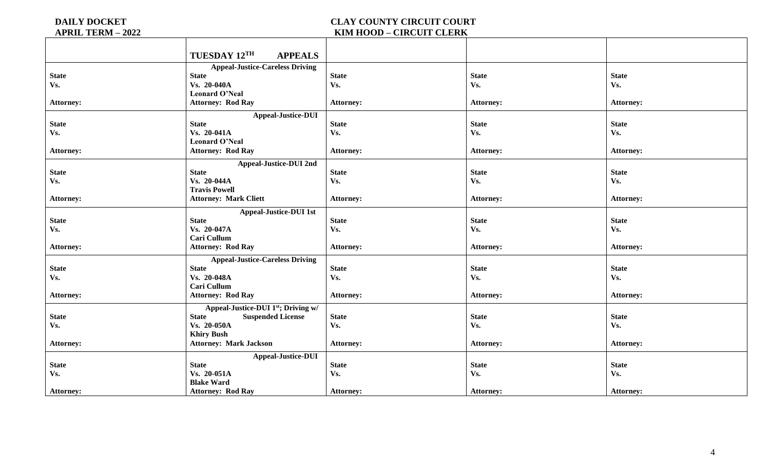**DAILY DOCKET**
**APRIL TERM – 2022**

**CLAY COUNTY CIRCUIT COURT**
**KIM HOOD – CIRCUIT CLERK**

| | **TUESDAY 12TH APPEALS** | | | |
|---|---|---|---|---|
| **State**<br>**Vs.**<br><br>**Attorney:** | **Appeal-Justice-Careless Driving**<br>**State**<br>**Vs. 20-040A**<br>**Leonard O'Neal**<br>**Attorney: Rod Ray** | **State**<br>**Vs.**<br><br>**Attorney:** | **State**<br>**Vs.**<br><br>**Attorney:** | **State**<br>**Vs.**<br><br>**Attorney:** |
| **State**<br>**Vs.**<br><br>**Attorney:** | **Appeal-Justice-DUI**<br>**State**<br>**Vs. 20-041A**<br>**Leonard O'Neal**<br>**Attorney: Rod Ray** | **State**<br>**Vs.**<br><br>**Attorney:** | **State**<br>**Vs.**<br><br>**Attorney:** | **State**<br>**Vs.**<br><br>**Attorney:** |
| **State**<br>**Vs.**<br><br>**Attorney:** | **Appeal-Justice-DUI 2nd**<br>**State**<br>**Vs. 20-044A**<br>**Travis Powell**<br>**Attorney: Mark Cliett** | **State**<br>**Vs.**<br><br>**Attorney:** | **State**<br>**Vs.**<br><br>**Attorney:** | **State**<br>**Vs.**<br><br>**Attorney:** |
| **State**<br>**Vs.**<br><br>**Attorney:** | **Appeal-Justice-DUI 1st**<br>**State**<br>**Vs. 20-047A**<br>**Cari Cullum**<br>**Attorney: Rod Ray** | **State**<br>**Vs.**<br><br>**Attorney:** | **State**<br>**Vs.**<br><br>**Attorney:** | **State**<br>**Vs.**<br><br>**Attorney:** |
| **State**<br>**Vs.**<br><br>**Attorney:** | **Appeal-Justice-Careless Driving**<br>**State**<br>**Vs. 20-048A**<br>**Cari Cullum**<br>**Attorney: Rod Ray** | **State**<br>**Vs.**<br><br>**Attorney:** | **State**<br>**Vs.**<br><br>**Attorney:** | **State**<br>**Vs.**<br><br>**Attorney:** |
| **State**<br>**Vs.**<br><br>**Attorney:** | **Appeal-Justice-DUI 1st; Driving w/ Suspended License**<br>**State**<br>**Vs. 20-050A**<br>**Khiry Bush**<br>**Attorney: Mark Jackson** | **State**<br>**Vs.**<br><br>**Attorney:** | **State**<br>**Vs.**<br><br>**Attorney:** | **State**<br>**Vs.**<br><br>**Attorney:** |
| **State**<br>**Vs.**<br><br>**Attorney:** | **Appeal-Justice-DUI**<br>**State**<br>**Vs. 20-051A**<br>**Blake Ward**<br>**Attorney: Rod Ray** | **State**<br>**Vs.**<br><br>**Attorney:** | **State**<br>**Vs.**<br><br>**Attorney:** | **State**<br>**Vs.**<br><br>**Attorney:** |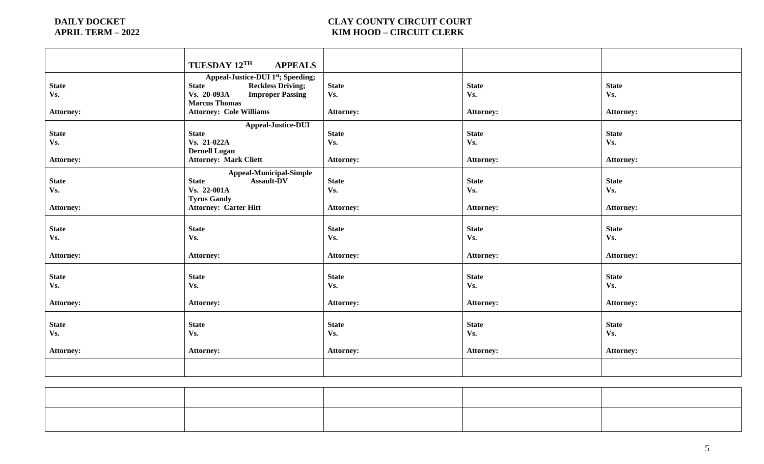**DAILY DOCKET**
**APRIL TERM – 2022**

**CLAY COUNTY CIRCUIT COURT**
**KIM HOOD – CIRCUIT CLERK**

| | **TUESDAY 12TH APPEALS** | | | |
|---|---|---|---|---|
| **State**<br>**Vs.**<br><br>**Attorney:** | **Appeal-Justice-DUI 1st; Speeding; Reckless Driving; Improper Passing**<br>**State**<br>**Vs. 20-093A**<br>**Marcus Thomas**<br>**Attorney: Cole Williams** | **State**<br>**Vs.**<br><br>**Attorney:** | **State**<br>**Vs.**<br><br>**Attorney:** | **State**<br>**Vs.**<br><br>**Attorney:** |
| **State**<br>**Vs.**<br><br>**Attorney:** | **Appeal-Justice-DUI**<br>**State**<br>**Vs. 21-022A**<br>**Dernell Logan**<br>**Attorney: Mark Cliett** | **State**<br>**Vs.**<br><br>**Attorney:** | **State**<br>**Vs.**<br><br>**Attorney:** | **State**<br>**Vs.**<br><br>**Attorney:** |
| **State**<br>**Vs.**<br><br>**Attorney:** | **Appeal-Municipal-Simple Assault-DV**<br>**State**<br>**Vs. 22-001A**<br>**Tyrus Gandy**<br>**Attorney: Carter Hitt** | **State**<br>**Vs.**<br><br>**Attorney:** | **State**<br>**Vs.**<br><br>**Attorney:** | **State**<br>**Vs.**<br><br>**Attorney:** |
| **State**<br>**Vs.**<br><br>**Attorney:** | **State**<br>**Vs.**<br><br>**Attorney:** | **State**<br>**Vs.**<br><br>**Attorney:** | **State**<br>**Vs.**<br><br>**Attorney:** | **State**<br>**Vs.**<br><br>**Attorney:** |
| **State**<br>**Vs.**<br><br>**Attorney:** | **State**<br>**Vs.**<br><br>**Attorney:** | **State**<br>**Vs.**<br><br>**Attorney:** | **State**<br>**Vs.**<br><br>**Attorney:** | **State**<br>**Vs.**<br><br>**Attorney:** |
| **State**<br>**Vs.**<br><br>**Attorney:** | **State**<br>**Vs.**<br><br>**Attorney:** | **State**<br>**Vs.**<br><br>**Attorney:** | **State**<br>**Vs.**<br><br>**Attorney:** | **State**<br>**Vs.**<br><br>**Attorney:** |
| | | | | |

| | | | | |
|---|---|---|---|---|
| | | | | |